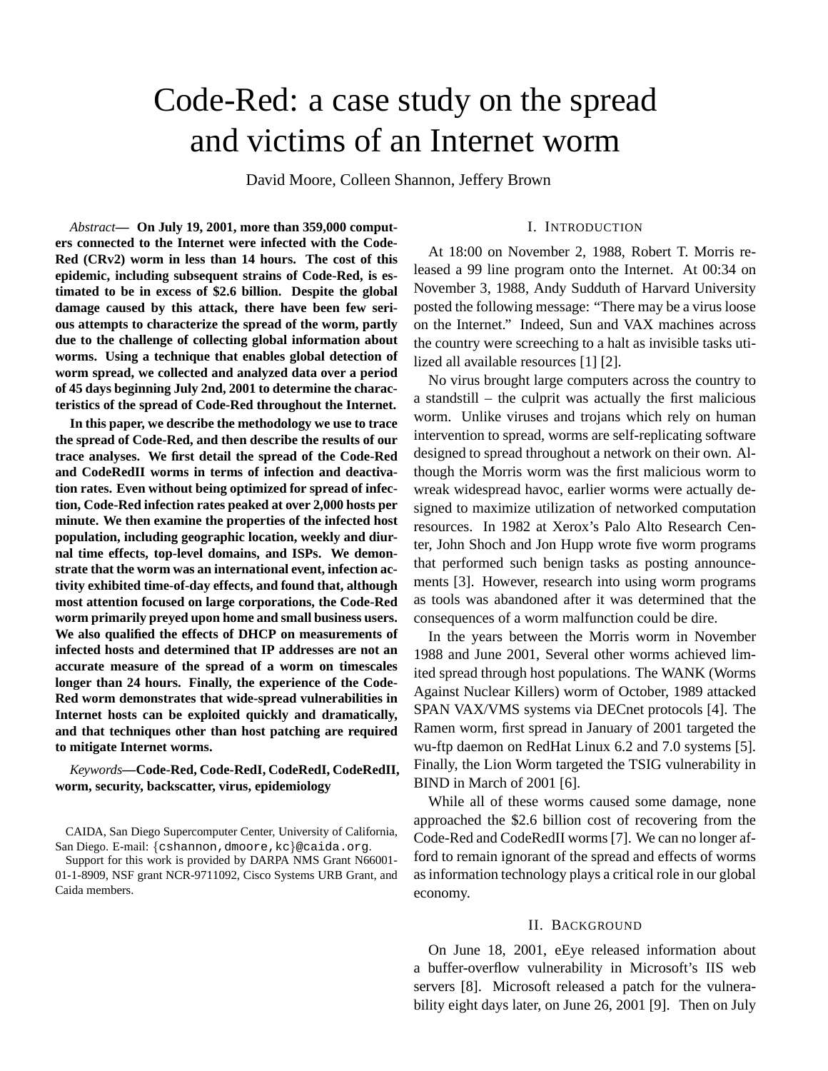# Code-Red: a case study on the spread and victims of an Internet worm

David Moore, Colleen Shannon, Jeffery Brown

*Abstract*— **On July 19, 2001, more than 359,000 computers connected to the Internet were infected with the Code-Red (CRv2) worm in less than 14 hours. The cost of this epidemic, including subsequent strains of Code-Red, is estimated to be in excess of $2.6 billion. Despite the global damage caused by this attack, there have been few serious attempts to characterize the spread of the worm, partly due to the challenge of collecting global information about worms. Using a technique that enables global detection of worm spread, we collected and analyzed data over a period of 45 days beginning July 2nd, 2001 to determine the characteristics of the spread of Code-Red throughout the Internet.**

**In this paper, we describe the methodology we use to trace the spread of Code-Red, and then describe the results of our trace analyses. We first detail the spread of the Code-Red and CodeRedII worms in terms of infection and deactivation rates. Even without being optimized for spread of infection, Code-Red infection rates peaked at over 2,000 hosts per minute. We then examine the properties of the infected host population, including geographic location, weekly and diurnal time effects, top-level domains, and ISPs. We demonstrate that the worm was an international event, infection activity exhibited time-of-day effects, and found that, although most attention focused on large corporations, the Code-Red worm primarily preyed upon home and small business users. We also qualified the effects of DHCP on measurements of infected hosts and determined that IP addresses are not an accurate measure of the spread of a worm on timescales longer than 24 hours. Finally, the experience of the Code-Red worm demonstrates that wide-spread vulnerabilities in Internet hosts can be exploited quickly and dramatically, and that techniques other than host patching are required to mitigate Internet worms.**

*Keywords*—**Code-Red, Code-RedI, CodeRedI, CodeRedII, worm, security, backscatter, virus, epidemiology**

CAIDA, San Diego Supercomputer Center, University of California, San Diego. E-mail: {cshannon,dmoore,kc}@caida.org.

Support for this work is provided by DARPA NMS Grant N66001-01-1-8909, NSF grant NCR-9711092, Cisco Systems URB Grant, and Caida members.

## I. Introduction

At 18:00 on November 2, 1988, Robert T. Morris released a 99 line program onto the Internet. At 00:34 on November 3, 1988, Andy Sudduth of Harvard University posted the following message: "There may be a virus loose on the Internet." Indeed, Sun and VAX machines across the country were screeching to a halt as invisible tasks utilized all available resources [1] [2].

No virus brought large computers across the country to a standstill – the culprit was actually the first malicious worm. Unlike viruses and trojans which rely on human intervention to spread, worms are self-replicating software designed to spread throughout a network on their own. Although the Morris worm was the first malicious worm to wreak widespread havoc, earlier worms were actually designed to maximize utilization of networked computation resources. In 1982 at Xerox's Palo Alto Research Center, John Shoch and Jon Hupp wrote five worm programs that performed such benign tasks as posting announcements [3]. However, research into using worm programs as tools was abandoned after it was determined that the consequences of a worm malfunction could be dire.

In the years between the Morris worm in November 1988 and June 2001, Several other worms achieved limited spread through host populations. The WANK (Worms Against Nuclear Killers) worm of October, 1989 attacked SPAN VAX/VMS systems via DECnet protocols [4]. The Ramen worm, first spread in January of 2001 targeted the wu-ftp daemon on RedHat Linux 6.2 and 7.0 systems [5]. Finally, the Lion Worm targeted the TSIG vulnerability in BIND in March of 2001 [6].

While all of these worms caused some damage, none approached the $2.6 billion cost of recovering from the Code-Red and CodeRedII worms [7]. We can no longer afford to remain ignorant of the spread and effects of worms as information technology plays a critical role in our global economy.

## II. Background

On June 18, 2001, eEye released information about a buffer-overflow vulnerability in Microsoft's IIS web servers [8]. Microsoft released a patch for the vulnerability eight days later, on June 26, 2001 [9]. Then on July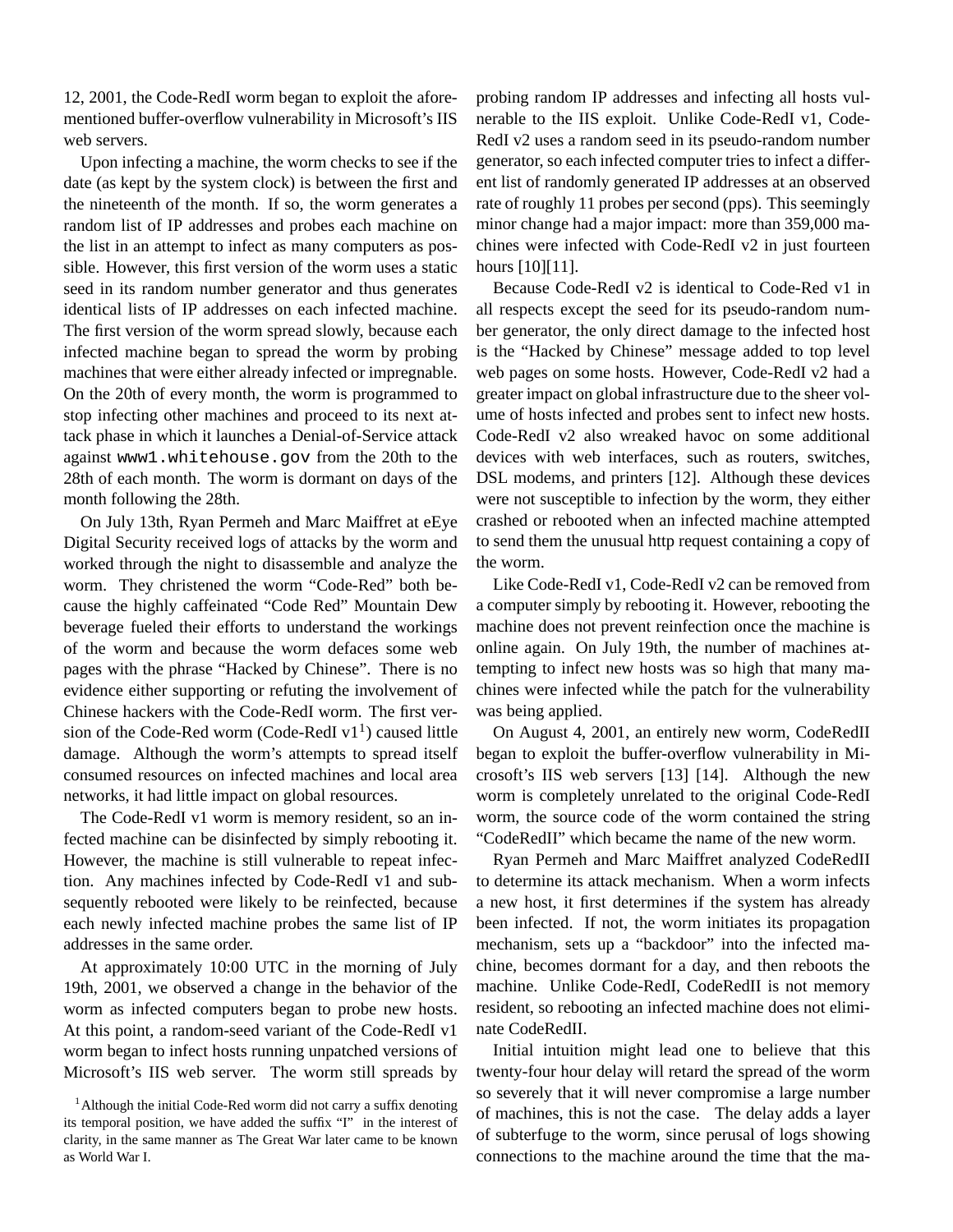12, 2001, the Code-RedI worm began to exploit the aforementioned buffer-overflow vulnerability in Microsoft's IIS web servers.

Upon infecting a machine, the worm checks to see if the date (as kept by the system clock) is between the first and the nineteenth of the month. If so, the worm generates a random list of IP addresses and probes each machine on the list in an attempt to infect as many computers as possible. However, this first version of the worm uses a static seed in its random number generator and thus generates identical lists of IP addresses on each infected machine. The first version of the worm spread slowly, because each infected machine began to spread the worm by probing machines that were either already infected or impregnable. On the 20th of every month, the worm is programmed to stop infecting other machines and proceed to its next attack phase in which it launches a Denial-of-Service attack against `www1.whitehouse.gov` from the 20th to the 28th of each month. The worm is dormant on days of the month following the 28th.

On July 13th, Ryan Permeh and Marc Maiffret at eEye Digital Security received logs of attacks by the worm and worked through the night to disassemble and analyze the worm. They christened the worm "Code-Red" both because the highly caffeinated "Code Red" Mountain Dew beverage fueled their efforts to understand the workings of the worm and because the worm defaces some web pages with the phrase "Hacked by Chinese". There is no evidence either supporting or refuting the involvement of Chinese hackers with the Code-RedI worm. The first version of the Code-Red worm (Code-RedI v1[1]) caused little damage. Although the worm's attempts to spread itself consumed resources on infected machines and local area networks, it had little impact on global resources.

The Code-RedI v1 worm is memory resident, so an infected machine can be disinfected by simply rebooting it. However, the machine is still vulnerable to repeat infection. Any machines infected by Code-RedI v1 and subsequently rebooted were likely to be reinfected, because each newly infected machine probes the same list of IP addresses in the same order.

At approximately 10:00 UTC in the morning of July 19th, 2001, we observed a change in the behavior of the worm as infected computers began to probe new hosts. At this point, a random-seed variant of the Code-RedI v1 worm began to infect hosts running unpatched versions of Microsoft's IIS web server. The worm still spreads by probing random IP addresses and infecting all hosts vulnerable to the IIS exploit. Unlike Code-RedI v1, Code-RedI v2 uses a random seed in its pseudo-random number generator, so each infected computer tries to infect a different list of randomly generated IP addresses at an observed rate of roughly 11 probes per second (pps). This seemingly minor change had a major impact: more than 359,000 machines were infected with Code-RedI v2 in just fourteen hours [10][11].

Because Code-RedI v2 is identical to Code-Red v1 in all respects except the seed for its pseudo-random number generator, the only direct damage to the infected host is the "Hacked by Chinese" message added to top level web pages on some hosts. However, Code-RedI v2 had a greater impact on global infrastructure due to the sheer volume of hosts infected and probes sent to infect new hosts. Code-RedI v2 also wreaked havoc on some additional devices with web interfaces, such as routers, switches, DSL modems, and printers [12]. Although these devices were not susceptible to infection by the worm, they either crashed or rebooted when an infected machine attempted to send them the unusual http request containing a copy of the worm.

Like Code-RedI v1, Code-RedI v2 can be removed from a computer simply by rebooting it. However, rebooting the machine does not prevent reinfection once the machine is online again. On July 19th, the number of machines attempting to infect new hosts was so high that many machines were infected while the patch for the vulnerability was being applied.

On August 4, 2001, an entirely new worm, CodeRedII began to exploit the buffer-overflow vulnerability in Microsoft's IIS web servers [13] [14]. Although the new worm is completely unrelated to the original Code-RedI worm, the source code of the worm contained the string "CodeRedII" which became the name of the new worm.

Ryan Permeh and Marc Maiffret analyzed CodeRedII to determine its attack mechanism. When a worm infects a new host, it first determines if the system has already been infected. If not, the worm initiates its propagation mechanism, sets up a "backdoor" into the infected machine, becomes dormant for a day, and then reboots the machine. Unlike Code-RedI, CodeRedII is not memory resident, so rebooting an infected machine does not eliminate CodeRedII.

Initial intuition might lead one to believe that this twenty-four hour delay will retard the spread of the worm so severely that it will never compromise a large number of machines, this is not the case. The delay adds a layer of subterfuge to the worm, since perusal of logs showing connections to the machine around the time that the ma-

[1] Although the initial Code-Red worm did not carry a suffix denoting its temporal position, we have added the suffix "I" in the interest of clarity, in the same manner as The Great War later came to be known as World War I.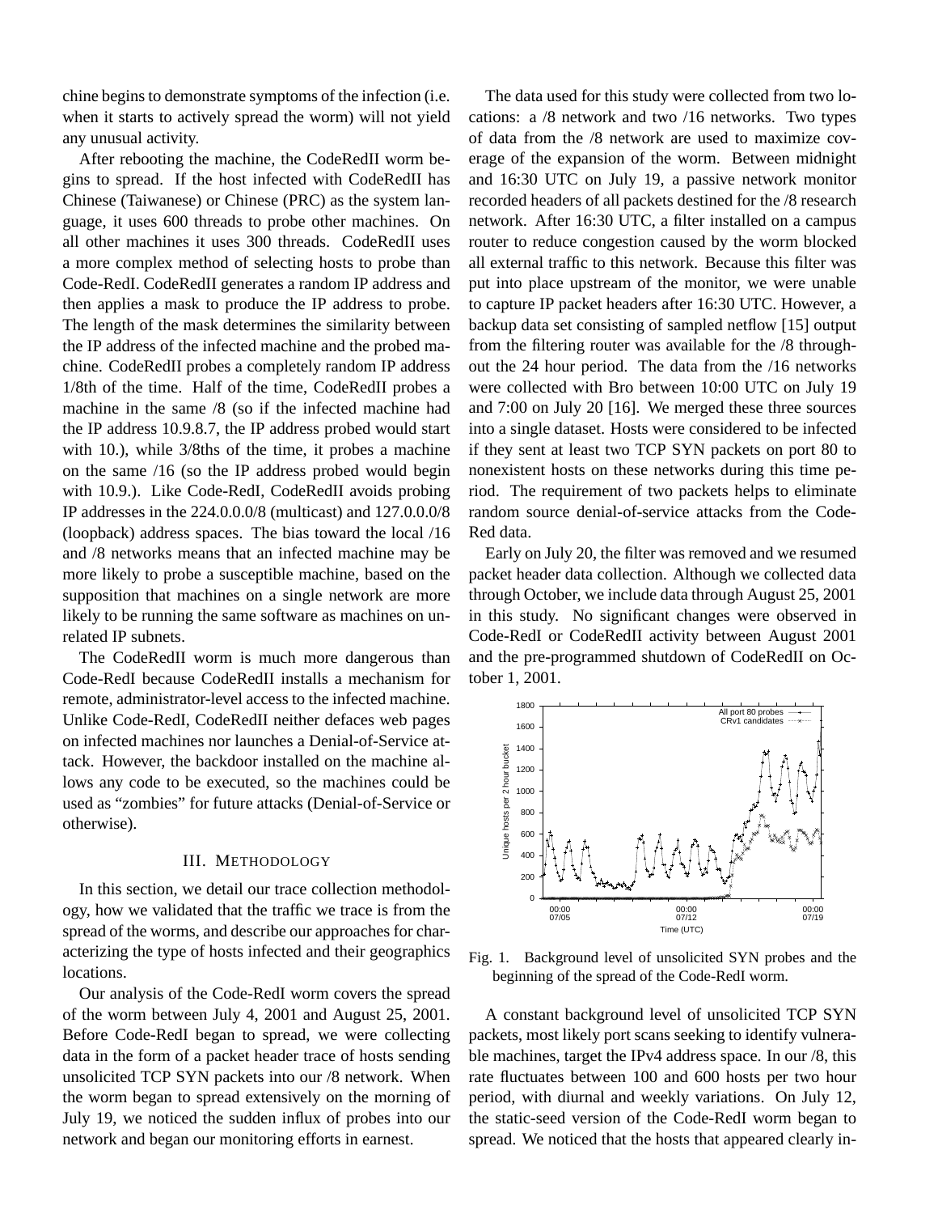chine begins to demonstrate symptoms of the infection (i.e. when it starts to actively spread the worm) will not yield any unusual activity.

After rebooting the machine, the CodeRedII worm begins to spread. If the host infected with CodeRedII has Chinese (Taiwanese) or Chinese (PRC) as the system language, it uses 600 threads to probe other machines. On all other machines it uses 300 threads. CodeRedII uses a more complex method of selecting hosts to probe than Code-RedI. CodeRedII generates a random IP address and then applies a mask to produce the IP address to probe. The length of the mask determines the similarity between the IP address of the infected machine and the probed machine. CodeRedII probes a completely random IP address 1/8th of the time. Half of the time, CodeRedII probes a machine in the same /8 (so if the infected machine had the IP address 10.9.8.7, the IP address probed would start with 10.), while 3/8ths of the time, it probes a machine on the same /16 (so the IP address probed would begin with 10.9.). Like Code-RedI, CodeRedII avoids probing IP addresses in the 224.0.0.0/8 (multicast) and 127.0.0.0/8 (loopback) address spaces. The bias toward the local /16 and /8 networks means that an infected machine may be more likely to probe a susceptible machine, based on the supposition that machines on a single network are more likely to be running the same software as machines on unrelated IP subnets.

The CodeRedII worm is much more dangerous than Code-RedI because CodeRedII installs a mechanism for remote, administrator-level access to the infected machine. Unlike Code-RedI, CodeRedII neither defaces web pages on infected machines nor launches a Denial-of-Service attack. However, the backdoor installed on the machine allows any code to be executed, so the machines could be used as "zombies" for future attacks (Denial-of-Service or otherwise).

## III. Methodology

In this section, we detail our trace collection methodology, how we validated that the traffic we trace is from the spread of the worms, and describe our approaches for characterizing the type of hosts infected and their geographics locations.

Our analysis of the Code-RedI worm covers the spread of the worm between July 4, 2001 and August 25, 2001. Before Code-RedI began to spread, we were collecting data in the form of a packet header trace of hosts sending unsolicited TCP SYN packets into our /8 network. When the worm began to spread extensively on the morning of July 19, we noticed the sudden influx of probes into our network and began our monitoring efforts in earnest.

The data used for this study were collected from two locations: a /8 network and two /16 networks. Two types of data from the /8 network are used to maximize coverage of the expansion of the worm. Between midnight and 16:30 UTC on July 19, a passive network monitor recorded headers of all packets destined for the /8 research network. After 16:30 UTC, a filter installed on a campus router to reduce congestion caused by the worm blocked all external traffic to this network. Because this filter was put into place upstream of the monitor, we were unable to capture IP packet headers after 16:30 UTC. However, a backup data set consisting of sampled netflow [15] output from the filtering router was available for the /8 throughout the 24 hour period. The data from the /16 networks were collected with Bro between 10:00 UTC on July 19 and 7:00 on July 20 [16]. We merged these three sources into a single dataset. Hosts were considered to be infected if they sent at least two TCP SYN packets on port 80 to nonexistent hosts on these networks during this time period. The requirement of two packets helps to eliminate random source denial-of-service attacks from the Code-Red data.

Early on July 20, the filter was removed and we resumed packet header data collection. Although we collected data through October, we include data through August 25, 2001 in this study. No significant changes were observed in Code-RedI or CodeRedII activity between August 2001 and the pre-programmed shutdown of CodeRedII on October 1, 2001.

Fig. 1. Background level of unsolicited SYN probes and the beginning of the spread of the Code-RedI worm.

A constant background level of unsolicited TCP SYN packets, most likely port scans seeking to identify vulnerable machines, target the IPv4 address space. In our /8, this rate fluctuates between 100 and 600 hosts per two hour period, with diurnal and weekly variations. On July 12, the static-seed version of the Code-RedI worm began to spread. We noticed that the hosts that appeared clearly in-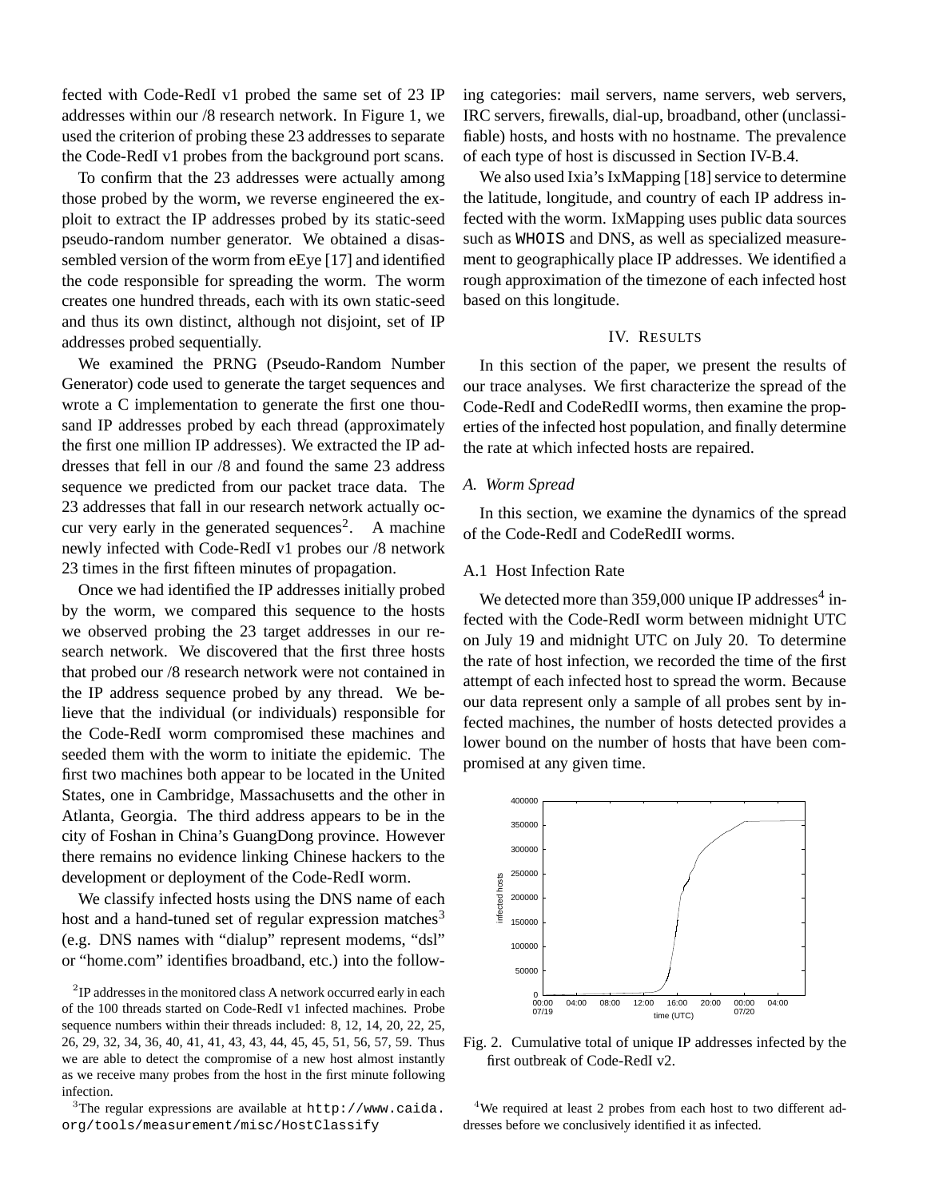fected with Code-RedI v1 probed the same set of 23 IP addresses within our /8 research network. In Figure 1, we used the criterion of probing these 23 addresses to separate the Code-RedI v1 probes from the background port scans.

To confirm that the 23 addresses were actually among those probed by the worm, we reverse engineered the exploit to extract the IP addresses probed by its static-seed pseudo-random number generator. We obtained a disassembled version of the worm from eEye [17] and identified the code responsible for spreading the worm. The worm creates one hundred threads, each with its own static-seed and thus its own distinct, although not disjoint, set of IP addresses probed sequentially.

We examined the PRNG (Pseudo-Random Number Generator) code used to generate the target sequences and wrote a C implementation to generate the first one thousand IP addresses probed by each thread (approximately the first one million IP addresses). We extracted the IP addresses that fell in our /8 and found the same 23 address sequence we predicted from our packet trace data. The 23 addresses that fall in our research network actually occur very early in the generated sequences[2]. A machine newly infected with Code-RedI v1 probes our /8 network 23 times in the first fifteen minutes of propagation.

Once we had identified the IP addresses initially probed by the worm, we compared this sequence to the hosts we observed probing the 23 target addresses in our research network. We discovered that the first three hosts that probed our /8 research network were not contained in the IP address sequence probed by any thread. We believe that the individual (or individuals) responsible for the Code-RedI worm compromised these machines and seeded them with the worm to initiate the epidemic. The first two machines both appear to be located in the United States, one in Cambridge, Massachusetts and the other in Atlanta, Georgia. The third address appears to be in the city of Foshan in China's GuangDong province. However there remains no evidence linking Chinese hackers to the development or deployment of the Code-RedI worm.

We classify infected hosts using the DNS name of each host and a hand-tuned set of regular expression matches[3] (e.g. DNS names with "dialup" represent modems, "dsl" or "home.com" identifies broadband, etc.) into the following categories: mail servers, name servers, web servers, IRC servers, firewalls, dial-up, broadband, other (unclassifiable) hosts, and hosts with no hostname. The prevalence of each type of host is discussed in Section IV-B.4.

We also used Ixia's IxMapping [18] service to determine the latitude, longitude, and country of each IP address infected with the worm. IxMapping uses public data sources such as `WHOIS` and DNS, as well as specialized measurement to geographically place IP addresses. We identified a rough approximation of the timezone of each infected host based on this longitude.

## IV. Results

In this section of the paper, we present the results of our trace analyses. We first characterize the spread of the Code-RedI and CodeRedII worms, then examine the properties of the infected host population, and finally determine the rate at which infected hosts are repaired.

### *A. Worm Spread*

In this section, we examine the dynamics of the spread of the Code-RedI and CodeRedII worms.

#### A.1 Host Infection Rate

We detected more than 359,000 unique IP addresses[4] infected with the Code-RedI worm between midnight UTC on July 19 and midnight UTC on July 20. To determine the rate of host infection, we recorded the time of the first attempt of each infected host to spread the worm. Because our data represent only a sample of all probes sent by infected machines, the number of hosts detected provides a lower bound on the number of hosts that have been compromised at any given time.

Fig. 2. Cumulative total of unique IP addresses infected by the first outbreak of Code-RedI v2.

[2] IP addresses in the monitored class A network occurred early in each of the 100 threads started on Code-RedI v1 infected machines. Probe sequence numbers within their threads included: 8, 12, 14, 20, 22, 25, 26, 29, 32, 34, 36, 40, 41, 41, 43, 43, 44, 45, 45, 51, 56, 57, 59. Thus we are able to detect the compromise of a new host almost instantly as we receive many probes from the host in the first minute following infection.

[3] The regular expressions are available at `http://www.caida.org/tools/measurement/misc/HostClassify`

[4] We required at least 2 probes from each host to two different addresses before we conclusively identified it as infected.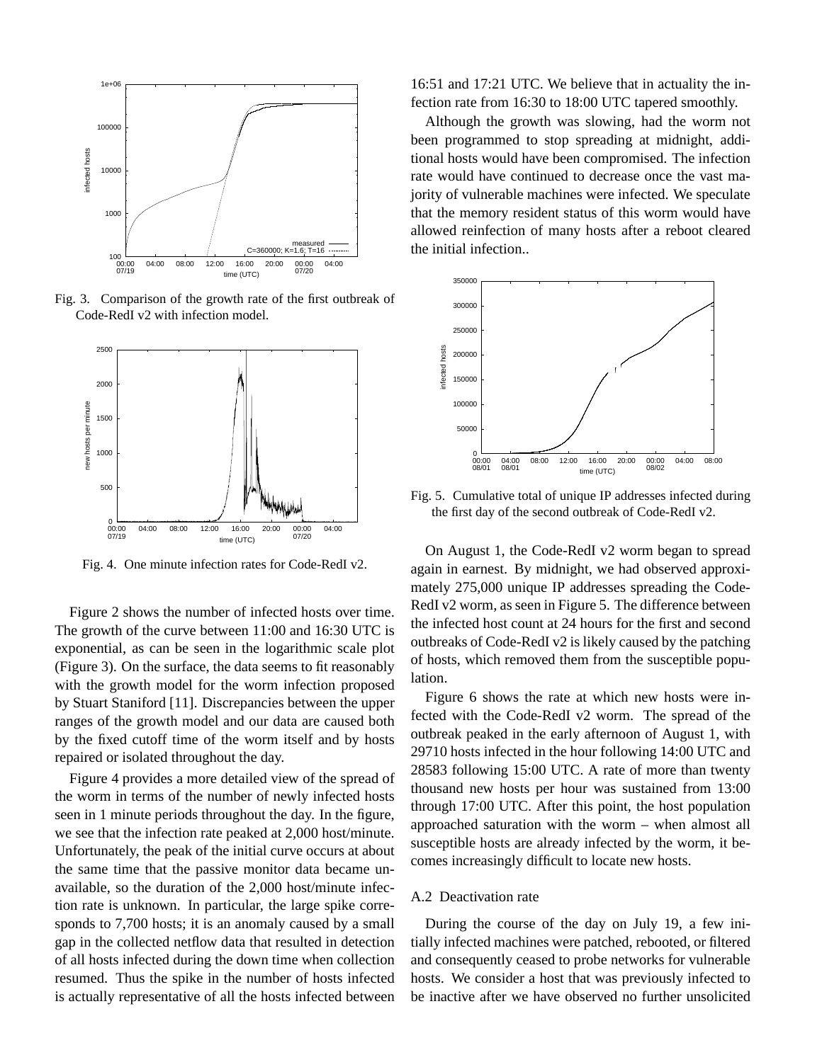Fig. 3. Comparison of the growth rate of the first outbreak of Code-RedI v2 with infection model.

Fig. 4. One minute infection rates for Code-RedI v2.

Figure 2 shows the number of infected hosts over time. The growth of the curve between 11:00 and 16:30 UTC is exponential, as can be seen in the logarithmic scale plot (Figure 3). On the surface, the data seems to fit reasonably with the growth model for the worm infection proposed by Stuart Staniford [11]. Discrepancies between the upper ranges of the growth model and our data are caused both by the fixed cutoff time of the worm itself and by hosts repaired or isolated throughout the day.

Figure 4 provides a more detailed view of the spread of the worm in terms of the number of newly infected hosts seen in 1 minute periods throughout the day. In the figure, we see that the infection rate peaked at 2,000 host/minute. Unfortunately, the peak of the initial curve occurs at about the same time that the passive monitor data became unavailable, so the duration of the 2,000 host/minute infection rate is unknown. In particular, the large spike corresponds to 7,700 hosts; it is an anomaly caused by a small gap in the collected netflow data that resulted in detection of all hosts infected during the down time when collection resumed. Thus the spike in the number of hosts infected is actually representative of all the hosts infected between 16:51 and 17:21 UTC. We believe that in actuality the infection rate from 16:30 to 18:00 UTC tapered smoothly.

Although the growth was slowing, had the worm not been programmed to stop spreading at midnight, additional hosts would have been compromised. The infection rate would have continued to decrease once the vast majority of vulnerable machines were infected. We speculate that the memory resident status of this worm would have allowed reinfection of many hosts after a reboot cleared the initial infection..

Fig. 5. Cumulative total of unique IP addresses infected during the first day of the second outbreak of Code-RedI v2.

On August 1, the Code-RedI v2 worm began to spread again in earnest. By midnight, we had observed approximately 275,000 unique IP addresses spreading the Code-RedI v2 worm, as seen in Figure 5. The difference between the infected host count at 24 hours for the first and second outbreaks of Code-RedI v2 is likely caused by the patching of hosts, which removed them from the susceptible population.

Figure 6 shows the rate at which new hosts were infected with the Code-RedI v2 worm. The spread of the outbreak peaked in the early afternoon of August 1, with 29710 hosts infected in the hour following 14:00 UTC and 28583 following 15:00 UTC. A rate of more than twenty thousand new hosts per hour was sustained from 13:00 through 17:00 UTC. After this point, the host population approached saturation with the worm – when almost all susceptible hosts are already infected by the worm, it becomes increasingly difficult to locate new hosts.

### A.2 Deactivation rate

During the course of the day on July 19, a few initially infected machines were patched, rebooted, or filtered and consequently ceased to probe networks for vulnerable hosts. We consider a host that was previously infected to be inactive after we have observed no further unsolicited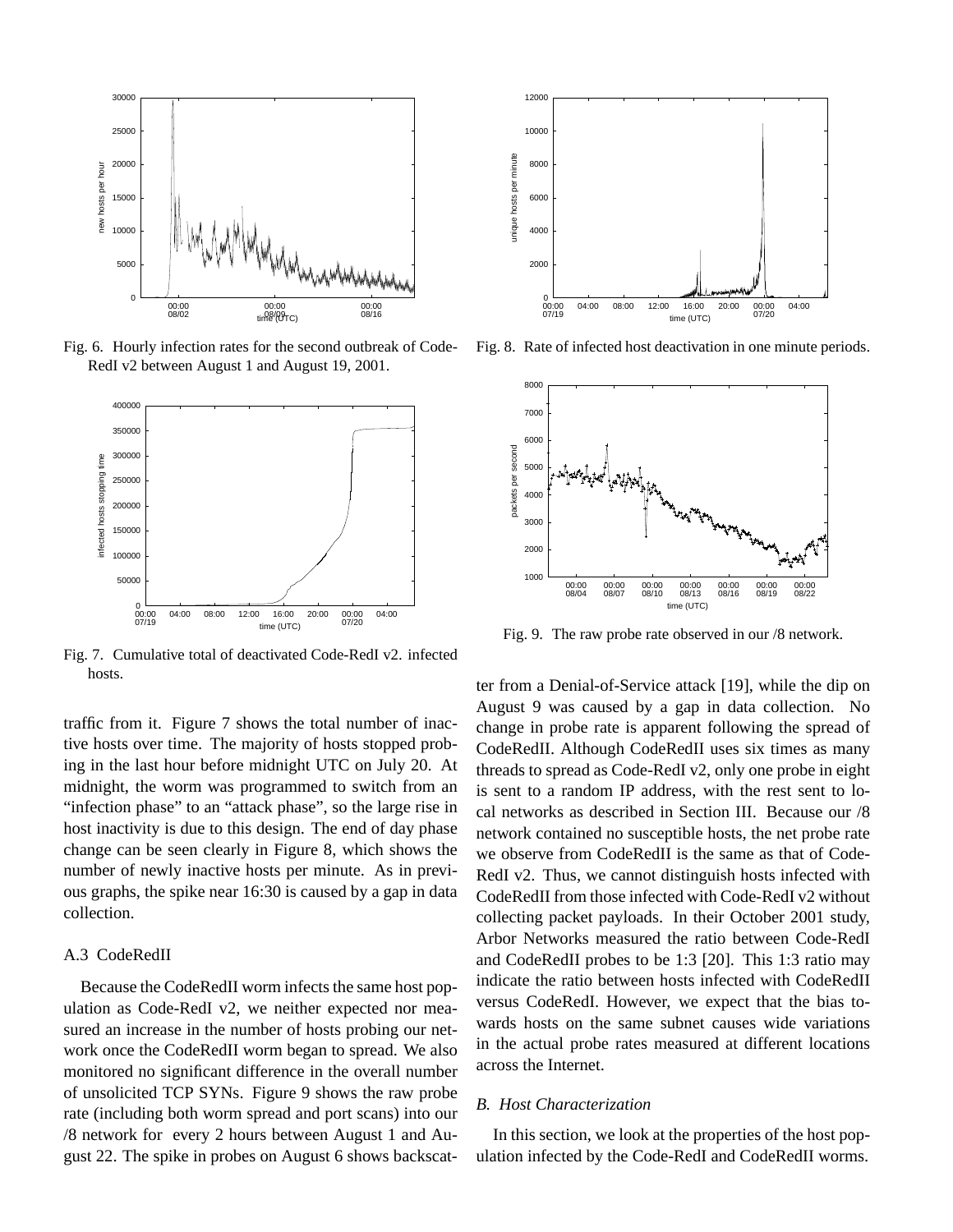Fig. 6. Hourly infection rates for the second outbreak of Code-RedI v2 between August 1 and August 19, 2001.

Fig. 7. Cumulative total of deactivated Code-RedI v2. infected hosts.

traffic from it. Figure 7 shows the total number of inactive hosts over time. The majority of hosts stopped probing in the last hour before midnight UTC on July 20. At midnight, the worm was programmed to switch from an "infection phase" to an "attack phase", so the large rise in host inactivity is due to this design. The end of day phase change can be seen clearly in Figure 8, which shows the number of newly inactive hosts per minute. As in previous graphs, the spike near 16:30 is caused by a gap in data collection.

### A.3 CodeRedII

Because the CodeRedII worm infects the same host population as Code-RedI v2, we neither expected nor measured an increase in the number of hosts probing our network once the CodeRedII worm began to spread. We also monitored no significant difference in the overall number of unsolicited TCP SYNs. Figure 9 shows the raw probe rate (including both worm spread and port scans) into our /8 network for every 2 hours between August 1 and August 22. The spike in probes on August 6 shows backscatter from a Denial-of-Service attack [19], while the dip on August 9 was caused by a gap in data collection. No change in probe rate is apparent following the spread of CodeRedII. Although CodeRedII uses six times as many threads to spread as Code-RedI v2, only one probe in eight is sent to a random IP address, with the rest sent to local networks as described in Section III. Because our /8 network contained no susceptible hosts, the net probe rate we observe from CodeRedII is the same as that of Code-RedI v2. Thus, we cannot distinguish hosts infected with CodeRedII from those infected with Code-RedI v2 without collecting packet payloads. In their October 2001 study, Arbor Networks measured the ratio between Code-RedI and CodeRedII probes to be 1:3 [20]. This 1:3 ratio may indicate the ratio between hosts infected with CodeRedII versus CodeRedI. However, we expect that the bias towards hosts on the same subnet causes wide variations in the actual probe rates measured at different locations across the Internet.

Fig. 8. Rate of infected host deactivation in one minute periods.

Fig. 9. The raw probe rate observed in our /8 network.

## B. Host Characterization

In this section, we look at the properties of the host population infected by the Code-RedI and CodeRedII worms.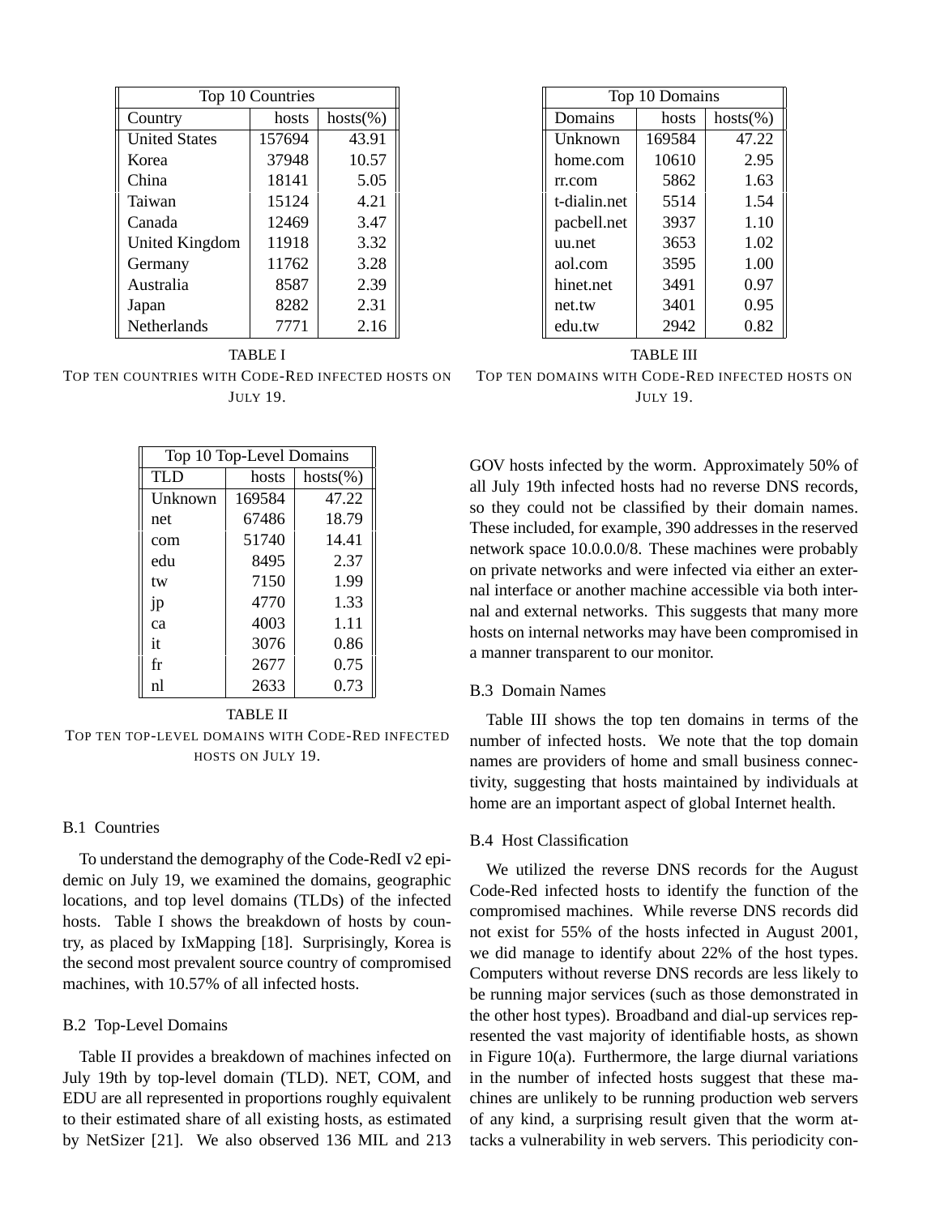| Top 10 Countries | | |
|---|---|---|
| Country | hosts | hosts(%) |
| United States | 157694 | 43.91 |
| Korea | 37948 | 10.57 |
| China | 18141 | 5.05 |
| Taiwan | 15124 | 4.21 |
| Canada | 12469 | 3.47 |
| United Kingdom | 11918 | 3.32 |
| Germany | 11762 | 3.28 |
| Australia | 8587 | 2.39 |
| Japan | 8282 | 2.31 |
| Netherlands | 7771 | 2.16 |

TABLE I

TOP TEN COUNTRIES WITH CODE-RED INFECTED HOSTS ON JULY 19.

| Top 10 Top-Level Domains | | |
|---|---|---|
| TLD | hosts | hosts(%) |
| Unknown | 169584 | 47.22 |
| net | 67486 | 18.79 |
| com | 51740 | 14.41 |
| edu | 8495 | 2.37 |
| tw | 7150 | 1.99 |
| jp | 4770 | 1.33 |
| ca | 4003 | 1.11 |
| it | 3076 | 0.86 |
| fr | 2677 | 0.75 |
| nl | 2633 | 0.73 |

TABLE II

TOP TEN TOP-LEVEL DOMAINS WITH CODE-RED INFECTED HOSTS ON JULY 19.

### B.1 Countries

To understand the demography of the Code-RedI v2 epidemic on July 19, we examined the domains, geographic locations, and top level domains (TLDs) of the infected hosts. Table I shows the breakdown of hosts by country, as placed by IxMapping [18]. Surprisingly, Korea is the second most prevalent source country of compromised machines, with 10.57% of all infected hosts.

### B.2 Top-Level Domains

Table II provides a breakdown of machines infected on July 19th by top-level domain (TLD). NET, COM, and EDU are all represented in proportions roughly equivalent to their estimated share of all existing hosts, as estimated by NetSizer [21]. We also observed 136 MIL and 213 GOV hosts infected by the worm. Approximately 50% of all July 19th infected hosts had no reverse DNS records, so they could not be classified by their domain names. These included, for example, 390 addresses in the reserved network space 10.0.0.0/8. These machines were probably on private networks and were infected via either an external interface or another machine accessible via both internal and external networks. This suggests that many more hosts on internal networks may have been compromised in a manner transparent to our monitor.

| Top 10 Domains | | |
|---|---|---|
| Domains | hosts | hosts(%) |
| Unknown | 169584 | 47.22 |
| home.com | 10610 | 2.95 |
| rr.com | 5862 | 1.63 |
| t-dialin.net | 5514 | 1.54 |
| pacbell.net | 3937 | 1.10 |
| uu.net | 3653 | 1.02 |
| aol.com | 3595 | 1.00 |
| hinet.net | 3491 | 0.97 |
| net.tw | 3401 | 0.95 |
| edu.tw | 2942 | 0.82 |

TABLE III

TOP TEN DOMAINS WITH CODE-RED INFECTED HOSTS ON JULY 19.

### B.3 Domain Names

Table III shows the top ten domains in terms of the number of infected hosts. We note that the top domain names are providers of home and small business connectivity, suggesting that hosts maintained by individuals at home are an important aspect of global Internet health.

### B.4 Host Classification

We utilized the reverse DNS records for the August Code-Red infected hosts to identify the function of the compromised machines. While reverse DNS records did not exist for 55% of the hosts infected in August 2001, we did manage to identify about 22% of the host types. Computers without reverse DNS records are less likely to be running major services (such as those demonstrated in the other host types). Broadband and dial-up services represented the vast majority of identifiable hosts, as shown in Figure 10(a). Furthermore, the large diurnal variations in the number of infected hosts suggest that these machines are unlikely to be running production web servers of any kind, a surprising result given that the worm attacks a vulnerability in web servers. This periodicity con-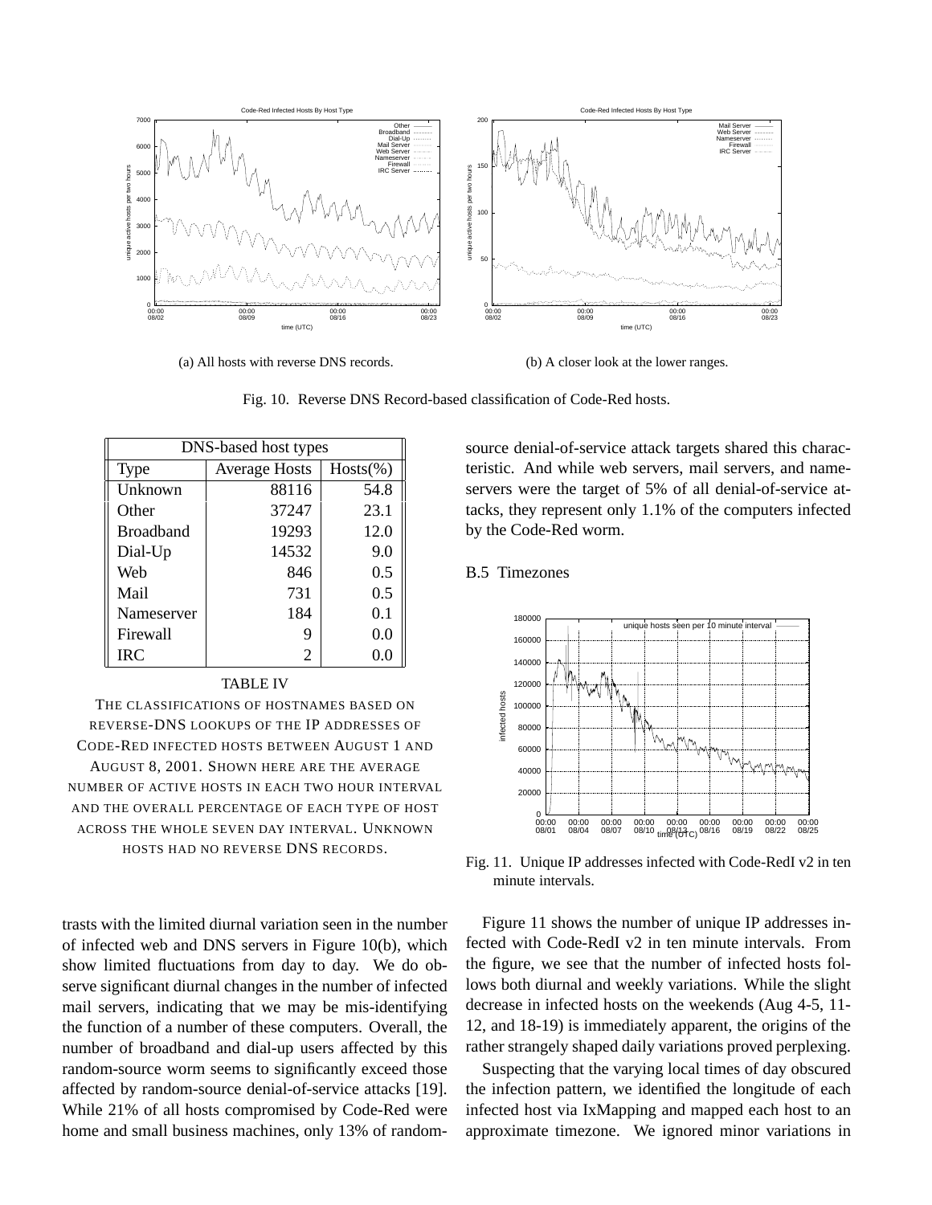(a) All hosts with reverse DNS records.

(b) A closer look at the lower ranges.

Fig. 10. Reverse DNS Record-based classification of Code-Red hosts.

| DNS-based host types | | |
|---|---|---|
| Type | Average Hosts | Hosts(%) |
| Unknown | 88116 | 54.8 |
| Other | 37247 | 23.1 |
| Broadband | 19293 | 12.0 |
| Dial-Up | 14532 | 9.0 |
| Web | 846 | 0.5 |
| Mail | 731 | 0.5 |
| Nameserver | 184 | 0.1 |
| Firewall | 9 | 0.0 |
| IRC | 2 | 0.0 |

TABLE IV

THE CLASSIFICATIONS OF HOSTNAMES BASED ON REVERSE-DNS LOOKUPS OF THE IP ADDRESSES OF CODE-RED INFECTED HOSTS BETWEEN AUGUST 1 AND AUGUST 8, 2001. SHOWN HERE ARE THE AVERAGE NUMBER OF ACTIVE HOSTS IN EACH TWO HOUR INTERVAL AND THE OVERALL PERCENTAGE OF EACH TYPE OF HOST ACROSS THE WHOLE SEVEN DAY INTERVAL. UNKNOWN HOSTS HAD NO REVERSE DNS RECORDS.

trasts with the limited diurnal variation seen in the number of infected web and DNS servers in Figure 10(b), which show limited fluctuations from day to day. We do observe significant diurnal changes in the number of infected mail servers, indicating that we may be mis-identifying the function of a number of these computers. Overall, the number of broadband and dial-up users affected by this random-source worm seems to significantly exceed those affected by random-source denial-of-service attacks [19]. While 21% of all hosts compromised by Code-Red were home and small business machines, only 13% of random-source denial-of-service attack targets shared this characteristic. And while web servers, mail servers, and nameservers were the target of 5% of all denial-of-service attacks, they represent only 1.1% of the computers infected by the Code-Red worm.

### B.5 Timezones

Fig. 11. Unique IP addresses infected with Code-RedI v2 in ten minute intervals.

Figure 11 shows the number of unique IP addresses infected with Code-RedI v2 in ten minute intervals. From the figure, we see that the number of infected hosts follows both diurnal and weekly variations. While the slight decrease in infected hosts on the weekends (Aug 4-5, 11-12, and 18-19) is immediately apparent, the origins of the rather strangely shaped daily variations proved perplexing.

Suspecting that the varying local times of day obscured the infection pattern, we identified the longitude of each infected host via IxMapping and mapped each host to an approximate timezone. We ignored minor variations in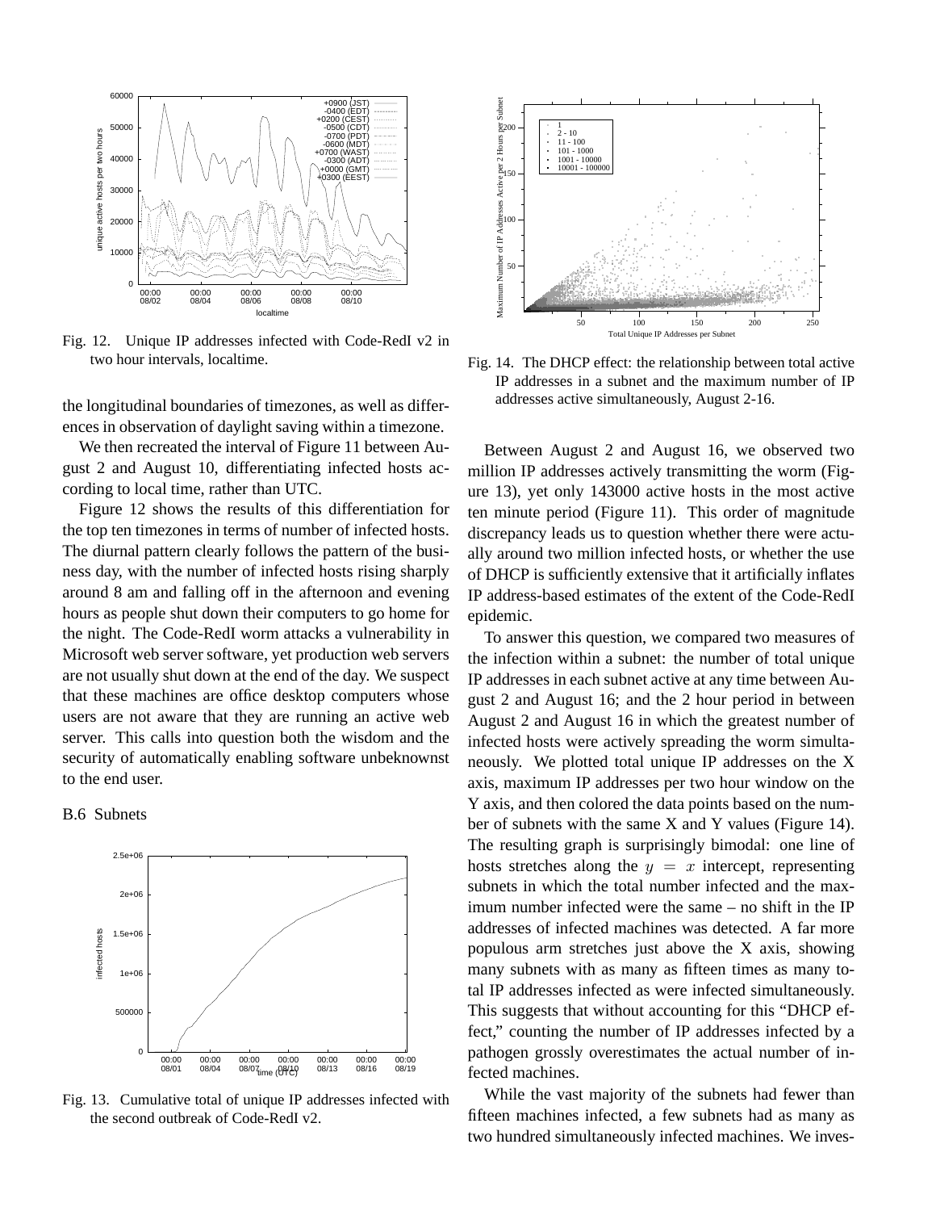Fig. 12. Unique IP addresses infected with Code-RedI v2 in two hour intervals, localtime.

the longitudinal boundaries of timezones, as well as differences in observation of daylight saving within a timezone.

We then recreated the interval of Figure 11 between August 2 and August 10, differentiating infected hosts according to local time, rather than UTC.

Figure 12 shows the results of this differentiation for the top ten timezones in terms of number of infected hosts. The diurnal pattern clearly follows the pattern of the business day, with the number of infected hosts rising sharply around 8 am and falling off in the afternoon and evening hours as people shut down their computers to go home for the night. The Code-RedI worm attacks a vulnerability in Microsoft web server software, yet production web servers are not usually shut down at the end of the day. We suspect that these machines are office desktop computers whose users are not aware that they are running an active web server. This calls into question both the wisdom and the security of automatically enabling software unbeknownst to the end user.

### B.6 Subnets

Fig. 13. Cumulative total of unique IP addresses infected with the second outbreak of Code-RedI v2.

Fig. 14. The DHCP effect: the relationship between total active IP addresses in a subnet and the maximum number of IP addresses active simultaneously, August 2-16.

Between August 2 and August 16, we observed two million IP addresses actively transmitting the worm (Figure 13), yet only 143000 active hosts in the most active ten minute period (Figure 11). This order of magnitude discrepancy leads us to question whether there were actually around two million infected hosts, or whether the use of DHCP is sufficiently extensive that it artificially inflates IP address-based estimates of the extent of the Code-RedI epidemic.

To answer this question, we compared two measures of the infection within a subnet: the number of total unique IP addresses in each subnet active at any time between August 2 and August 16; and the 2 hour period in between August 2 and August 16 in which the greatest number of infected hosts were actively spreading the worm simultaneously. We plotted total unique IP addresses on the X axis, maximum IP addresses per two hour window on the Y axis, and then colored the data points based on the number of subnets with the same X and Y values (Figure 14). The resulting graph is surprisingly bimodal: one line of hosts stretches along the $y = x$ intercept, representing subnets in which the total number infected and the maximum number infected were the same – no shift in the IP addresses of infected machines was detected. A far more populous arm stretches just above the X axis, showing many subnets with as many as fifteen times as many total IP addresses infected as were infected simultaneously. This suggests that without accounting for this "DHCP effect," counting the number of IP addresses infected by a pathogen grossly overestimates the actual number of infected machines.

While the vast majority of the subnets had fewer than fifteen machines infected, a few subnets had as many as two hundred simultaneously infected machines. We inves-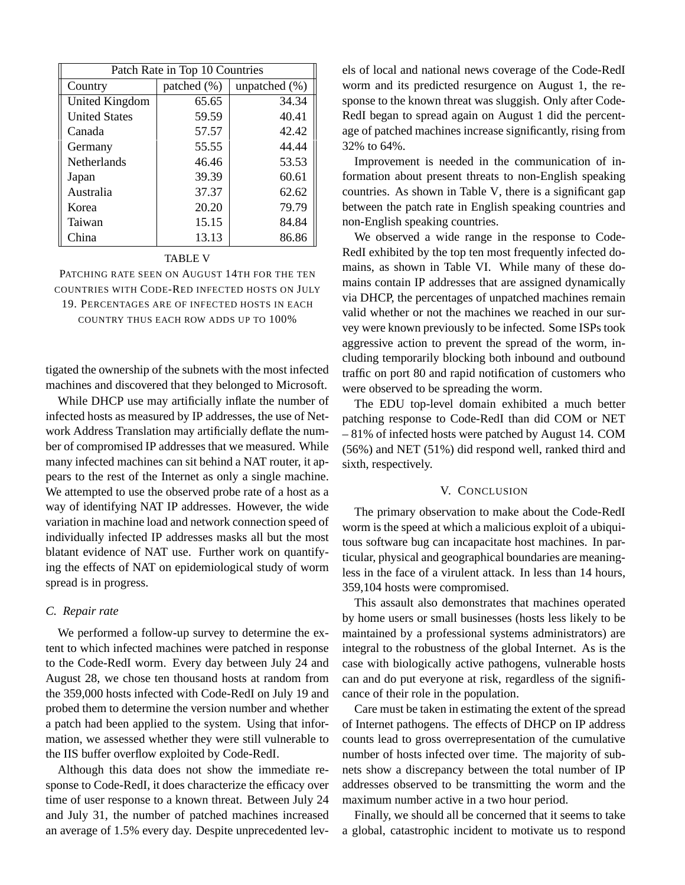| Patch Rate in Top 10 Countries | | |
|---|---|---|
| Country | patched (%) | unpatched (%) |
| United Kingdom | 65.65 | 34.34 |
| United States | 59.59 | 40.41 |
| Canada | 57.57 | 42.42 |
| Germany | 55.55 | 44.44 |
| Netherlands | 46.46 | 53.53 |
| Japan | 39.39 | 60.61 |
| Australia | 37.37 | 62.62 |
| Korea | 20.20 | 79.79 |
| Taiwan | 15.15 | 84.84 |
| China | 13.13 | 86.86 |

TABLE V

PATCHING RATE SEEN ON AUGUST 14TH FOR THE TEN COUNTRIES WITH CODE-RED INFECTED HOSTS ON JULY 19. PERCENTAGES ARE OF INFECTED HOSTS IN EACH COUNTRY THUS EACH ROW ADDS UP TO 100%

tigated the ownership of the subnets with the most infected machines and discovered that they belonged to Microsoft.

While DHCP use may artificially inflate the number of infected hosts as measured by IP addresses, the use of Network Address Translation may artificially deflate the number of compromised IP addresses that we measured. While many infected machines can sit behind a NAT router, it appears to the rest of the Internet as only a single machine. We attempted to use the observed probe rate of a host as a way of identifying NAT IP addresses. However, the wide variation in machine load and network connection speed of individually infected IP addresses masks all but the most blatant evidence of NAT use. Further work on quantifying the effects of NAT on epidemiological study of worm spread is in progress.

### C. Repair rate

We performed a follow-up survey to determine the extent to which infected machines were patched in response to the Code-RedI worm. Every day between July 24 and August 28, we chose ten thousand hosts at random from the 359,000 hosts infected with Code-RedI on July 19 and probed them to determine the version number and whether a patch had been applied to the system. Using that information, we assessed whether they were still vulnerable to the IIS buffer overflow exploited by Code-RedI.

Although this data does not show the immediate response to Code-RedI, it does characterize the efficacy over time of user response to a known threat. Between July 24 and July 31, the number of patched machines increased an average of 1.5% every day. Despite unprecedented levels of local and national news coverage of the Code-RedI worm and its predicted resurgence on August 1, the response to the known threat was sluggish. Only after Code-RedI began to spread again on August 1 did the percentage of patched machines increase significantly, rising from 32% to 64%.

Improvement is needed in the communication of information about present threats to non-English speaking countries. As shown in Table V, there is a significant gap between the patch rate in English speaking countries and non-English speaking countries.

We observed a wide range in the response to Code-RedI exhibited by the top ten most frequently infected domains, as shown in Table VI. While many of these domains contain IP addresses that are assigned dynamically via DHCP, the percentages of unpatched machines remain valid whether or not the machines we reached in our survey were known previously to be infected. Some ISPs took aggressive action to prevent the spread of the worm, including temporarily blocking both inbound and outbound traffic on port 80 and rapid notification of customers who were observed to be spreading the worm.

The EDU top-level domain exhibited a much better patching response to Code-RedI than did COM or NET – 81% of infected hosts were patched by August 14. COM (56%) and NET (51%) did respond well, ranked third and sixth, respectively.

## V. CONCLUSION

The primary observation to make about the Code-RedI worm is the speed at which a malicious exploit of a ubiquitous software bug can incapacitate host machines. In particular, physical and geographical boundaries are meaningless in the face of a virulent attack. In less than 14 hours, 359,104 hosts were compromised.

This assault also demonstrates that machines operated by home users or small businesses (hosts less likely to be maintained by a professional systems administrators) are integral to the robustness of the global Internet. As is the case with biologically active pathogens, vulnerable hosts can and do put everyone at risk, regardless of the significance of their role in the population.

Care must be taken in estimating the extent of the spread of Internet pathogens. The effects of DHCP on IP address counts lead to gross overrepresentation of the cumulative number of hosts infected over time. The majority of subnets show a discrepancy between the total number of IP addresses observed to be transmitting the worm and the maximum number active in a two hour period.

Finally, we should all be concerned that it seems to take a global, catastrophic incident to motivate us to respond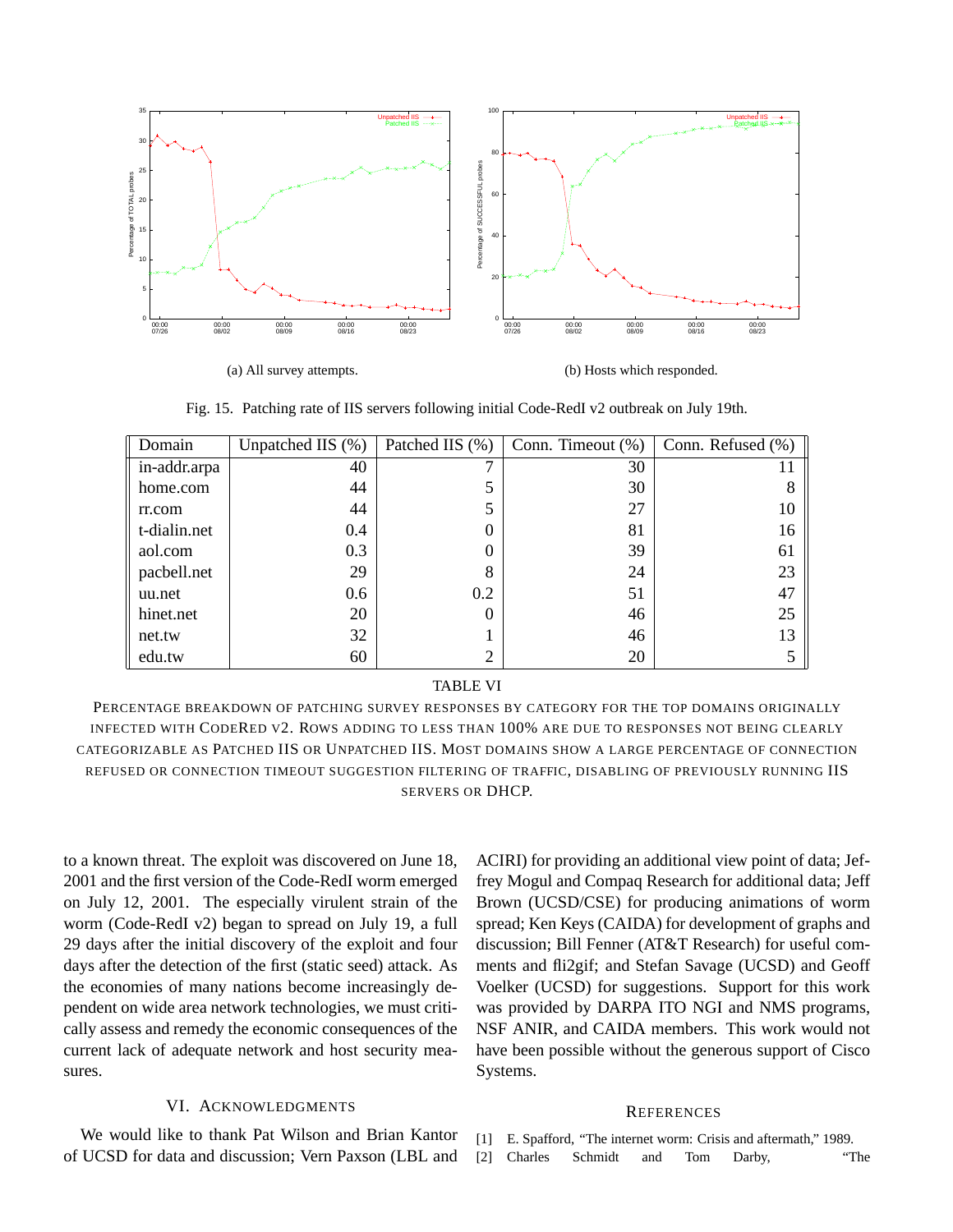(a) All survey attempts.

(b) Hosts which responded.

Fig. 15. Patching rate of IIS servers following initial Code-RedI v2 outbreak on July 19th.

| Domain | Unpatched IIS (%) | Patched IIS (%) | Conn. Timeout (%) | Conn. Refused (%) |
|---|---|---|---|---|
| in-addr.arpa | 40 | 7 | 30 | 11 |
| home.com | 44 | 5 | 30 | 8 |
| rr.com | 44 | 5 | 27 | 10 |
| t-dialin.net | 0.4 | 0 | 81 | 16 |
| aol.com | 0.3 | 0 | 39 | 61 |
| pacbell.net | 29 | 8 | 24 | 23 |
| uu.net | 0.6 | 0.2 | 51 | 47 |
| hinet.net | 20 | 0 | 46 | 25 |
| net.tw | 32 | 1 | 46 | 13 |
| edu.tw | 60 | 2 | 20 | 5 |

TABLE VI

PERCENTAGE BREAKDOWN OF PATCHING SURVEY RESPONSES BY CATEGORY FOR THE TOP DOMAINS ORIGINALLY INFECTED WITH CODERED V2. ROWS ADDING TO LESS THAN 100% ARE DUE TO RESPONSES NOT BEING CLEARLY CATEGORIZABLE AS PATCHED IIS OR UNPATCHED IIS. MOST DOMAINS SHOW A LARGE PERCENTAGE OF CONNECTION REFUSED OR CONNECTION TIMEOUT SUGGESTION FILTERING OF TRAFFIC, DISABLING OF PREVIOUSLY RUNNING IIS SERVERS OR DHCP.

to a known threat. The exploit was discovered on June 18, 2001 and the first version of the Code-RedI worm emerged on July 12, 2001. The especially virulent strain of the worm (Code-RedI v2) began to spread on July 19, a full 29 days after the initial discovery of the exploit and four days after the detection of the first (static seed) attack. As the economies of many nations become increasingly dependent on wide area network technologies, we must critically assess and remedy the economic consequences of the current lack of adequate network and host security measures.

## VI. ACKNOWLEDGMENTS

We would like to thank Pat Wilson and Brian Kantor of UCSD for data and discussion; Vern Paxson (LBL and ACIRI) for providing an additional view point of data; Jeffrey Mogul and Compaq Research for additional data; Jeff Brown (UCSD/CSE) for producing animations of worm spread; Ken Keys (CAIDA) for development of graphs and discussion; Bill Fenner (AT&T Research) for useful comments and fli2gif; and Stefan Savage (UCSD) and Geoff Voelker (UCSD) for suggestions. Support for this work was provided by DARPA ITO NGI and NMS programs, NSF ANIR, and CAIDA members. This work would not have been possible without the generous support of Cisco Systems.

## REFERENCES

[1] E. Spafford, "The internet worm: Crisis and aftermath," 1989.

[2] Charles Schmidt and Tom Darby, "The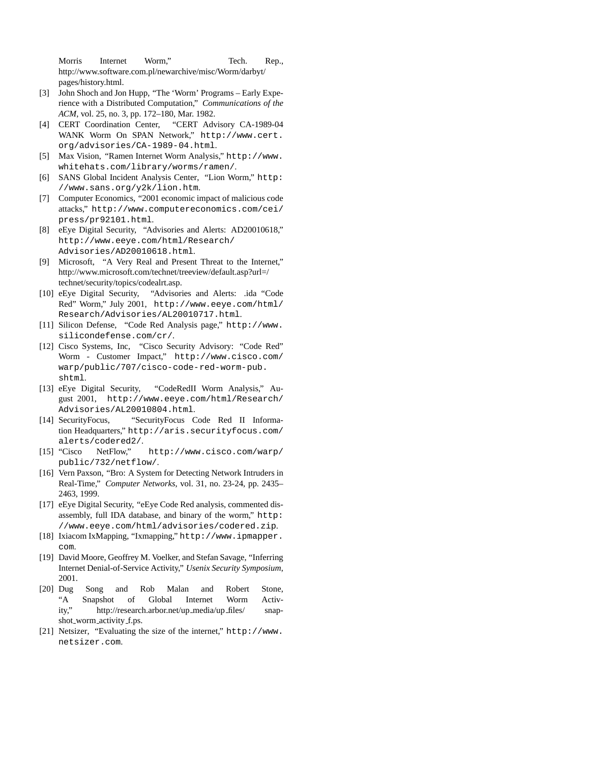Morris Internet Worm," Tech. Rep., http://www.software.com.pl/newarchive/misc/Worm/darbyt/pages/history.html.

[3] John Shoch and Jon Hupp, "The 'Worm' Programs – Early Experience with a Distributed Computation," *Communications of the ACM*, vol. 25, no. 3, pp. 172–180, Mar. 1982.

[4] CERT Coordination Center, "CERT Advisory CA-1989-04 WANK Worm On SPAN Network," `http://www.cert.org/advisories/CA-1989-04.html`.

[5] Max Vision, "Ramen Internet Worm Analysis," `http://www.whitehats.com/library/worms/ramen/`.

[6] SANS Global Incident Analysis Center, "Lion Worm," `http://www.sans.org/y2k/lion.htm`.

[7] Computer Economics, "2001 economic impact of malicious code attacks," `http://www.computereconomics.com/cei/press/pr92101.html`.

[8] eEye Digital Security, "Advisories and Alerts: AD20010618," `http://www.eeye.com/html/Research/Advisories/AD20010618.html`.

[9] Microsoft, "A Very Real and Present Threat to the Internet," http://www.microsoft.com/technet/treeview/default.asp?url=/technet/security/topics/codealrt.asp.

[10] eEye Digital Security, "Advisories and Alerts: .ida "Code Red" Worm," July 2001, `http://www.eeye.com/html/Research/Advisories/AL20010717.html`.

[11] Silicon Defense, "Code Red Analysis page," `http://www.silicondefense.com/cr/`.

[12] Cisco Systems, Inc, "Cisco Security Advisory: "Code Red" Worm - Customer Impact," `http://www.cisco.com/warp/public/707/cisco-code-red-worm-pub.shtml`.

[13] eEye Digital Security, "CodeRedII Worm Analysis," August 2001, `http://www.eeye.com/html/Research/Advisories/AL20010804.html`.

[14] SecurityFocus, "SecurityFocus Code Red II Information Headquarters," `http://aris.securityfocus.com/alerts/codered2/`.

[15] "Cisco NetFlow," `http://www.cisco.com/warp/public/732/netflow/`.

[16] Vern Paxson, "Bro: A System for Detecting Network Intruders in Real-Time," *Computer Networks*, vol. 31, no. 23-24, pp. 2435–2463, 1999.

[17] eEye Digital Security, "eEye Code Red analysis, commented disassembly, full IDA database, and binary of the worm," `http://www.eeye.com/html/advisories/codered.zip`.

[18] Ixiacom IxMapping, "Ixmapping," `http://www.ipmapper.com`.

[19] David Moore, Geoffrey M. Voelker, and Stefan Savage, "Inferring Internet Denial-of-Service Activity," *Usenix Security Symposium*, 2001.

[20] Dug Song and Rob Malan and Robert Stone, "A Snapshot of Global Internet Worm Activity," http://research.arbor.net/up_media/up_files/snapshot_worm_activity_f.ps.

[21] Netsizer, "Evaluating the size of the internet," `http://www.netsizer.com`.